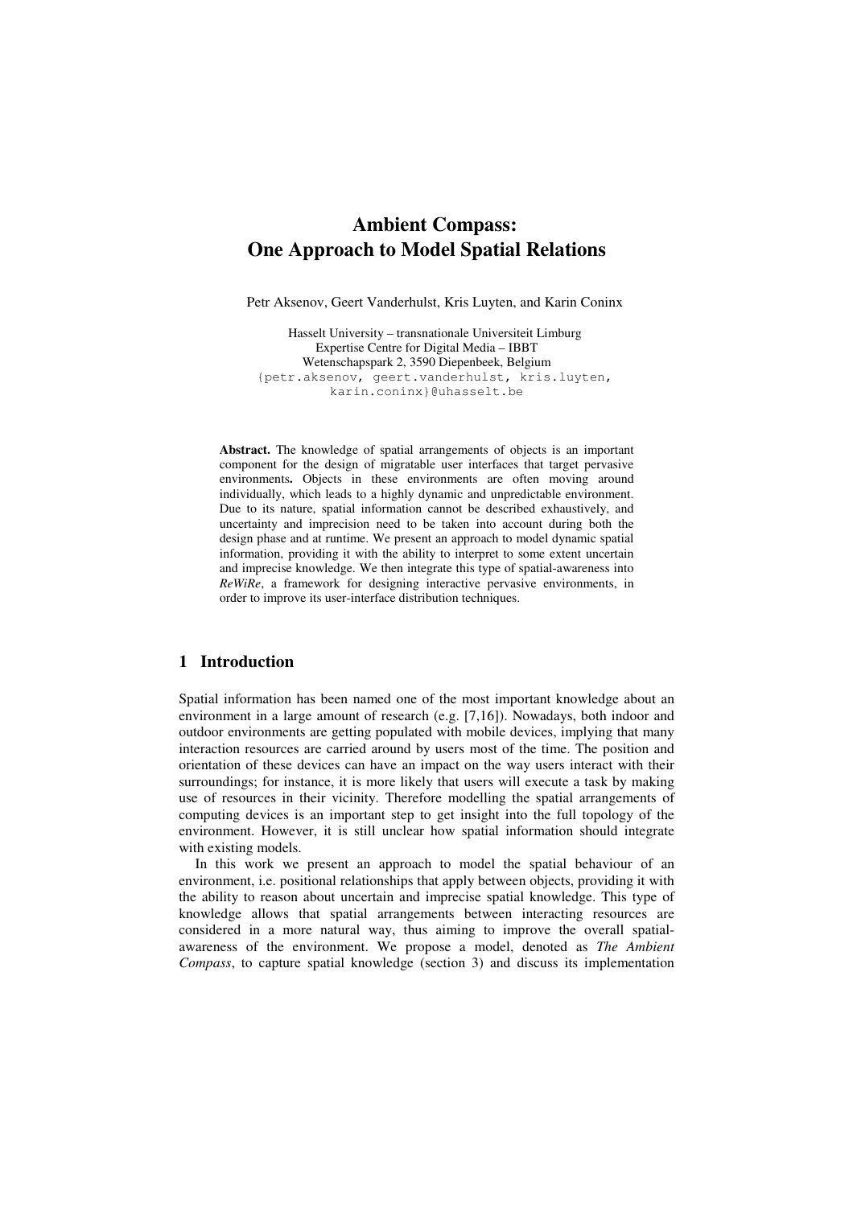# Ambient Compass: One Approach to Model Spatial Relations

Petr Aksenov, Geert Vanderhulst, Kris Luyten, and Karin Coninx

Hasselt University – transnationale Universiteit Limburg
Expertise Centre for Digital Media – IBBT
Wetenschapspark 2, 3590 Diepenbeek, Belgium
{petr.aksenov, geert.vanderhulst, kris.luyten, karin.coninx}@uhasselt.be

**Abstract.** The knowledge of spatial arrangements of objects is an important component for the design of migratable user interfaces that target pervasive environments**.** Objects in these environments are often moving around individually, which leads to a highly dynamic and unpredictable environment. Due to its nature, spatial information cannot be described exhaustively, and uncertainty and imprecision need to be taken into account during both the design phase and at runtime. We present an approach to model dynamic spatial information, providing it with the ability to interpret to some extent uncertain and imprecise knowledge. We then integrate this type of spatial-awareness into *ReWiRe*, a framework for designing interactive pervasive environments, in order to improve its user-interface distribution techniques.

## 1 Introduction

Spatial information has been named one of the most important knowledge about an environment in a large amount of research (e.g. [7,16]). Nowadays, both indoor and outdoor environments are getting populated with mobile devices, implying that many interaction resources are carried around by users most of the time. The position and orientation of these devices can have an impact on the way users interact with their surroundings; for instance, it is more likely that users will execute a task by making use of resources in their vicinity. Therefore modelling the spatial arrangements of computing devices is an important step to get insight into the full topology of the environment. However, it is still unclear how spatial information should integrate with existing models.

In this work we present an approach to model the spatial behaviour of an environment, i.e. positional relationships that apply between objects, providing it with the ability to reason about uncertain and imprecise spatial knowledge. This type of knowledge allows that spatial arrangements between interacting resources are considered in a more natural way, thus aiming to improve the overall spatial-awareness of the environment. We propose a model, denoted as *The Ambient Compass*, to capture spatial knowledge (section 3) and discuss its implementation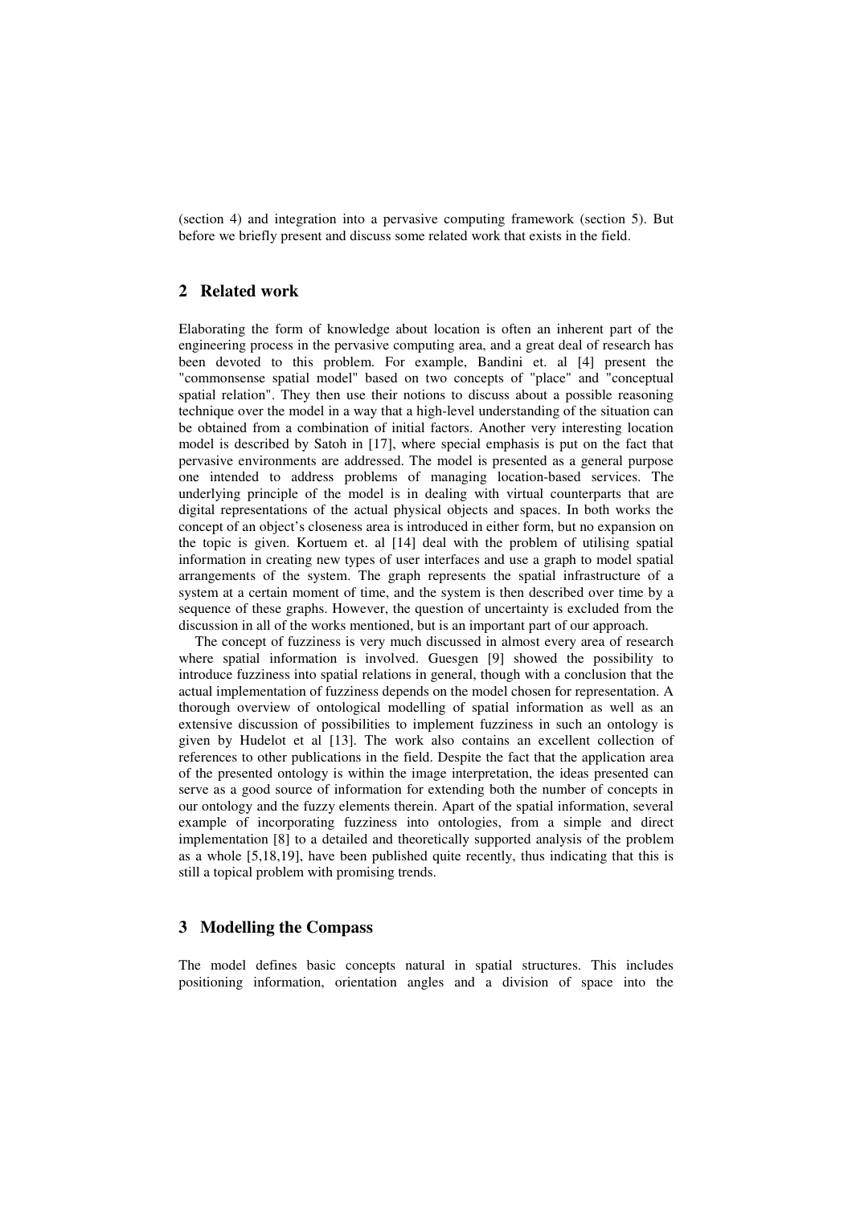(section 4) and integration into a pervasive computing framework (section 5). But before we briefly present and discuss some related work that exists in the field.

## 2 Related work

Elaborating the form of knowledge about location is often an inherent part of the engineering process in the pervasive computing area, and a great deal of research has been devoted to this problem. For example, Bandini et. al [4] present the "commonsense spatial model" based on two concepts of "place" and "conceptual spatial relation". They then use their notions to discuss about a possible reasoning technique over the model in a way that a high-level understanding of the situation can be obtained from a combination of initial factors. Another very interesting location model is described by Satoh in [17], where special emphasis is put on the fact that pervasive environments are addressed. The model is presented as a general purpose one intended to address problems of managing location-based services. The underlying principle of the model is in dealing with virtual counterparts that are digital representations of the actual physical objects and spaces. In both works the concept of an object's closeness area is introduced in either form, but no expansion on the topic is given. Kortuem et. al [14] deal with the problem of utilising spatial information in creating new types of user interfaces and use a graph to model spatial arrangements of the system. The graph represents the spatial infrastructure of a system at a certain moment of time, and the system is then described over time by a sequence of these graphs. However, the question of uncertainty is excluded from the discussion in all of the works mentioned, but is an important part of our approach.

The concept of fuzziness is very much discussed in almost every area of research where spatial information is involved. Guesgen [9] showed the possibility to introduce fuzziness into spatial relations in general, though with a conclusion that the actual implementation of fuzziness depends on the model chosen for representation. A thorough overview of ontological modelling of spatial information as well as an extensive discussion of possibilities to implement fuzziness in such an ontology is given by Hudelot et al [13]. The work also contains an excellent collection of references to other publications in the field. Despite the fact that the application area of the presented ontology is within the image interpretation, the ideas presented can serve as a good source of information for extending both the number of concepts in our ontology and the fuzzy elements therein. Apart of the spatial information, several example of incorporating fuzziness into ontologies, from a simple and direct implementation [8] to a detailed and theoretically supported analysis of the problem as a whole [5,18,19], have been published quite recently, thus indicating that this is still a topical problem with promising trends.

## 3 Modelling the Compass

The model defines basic concepts natural in spatial structures. This includes positioning information, orientation angles and a division of space into the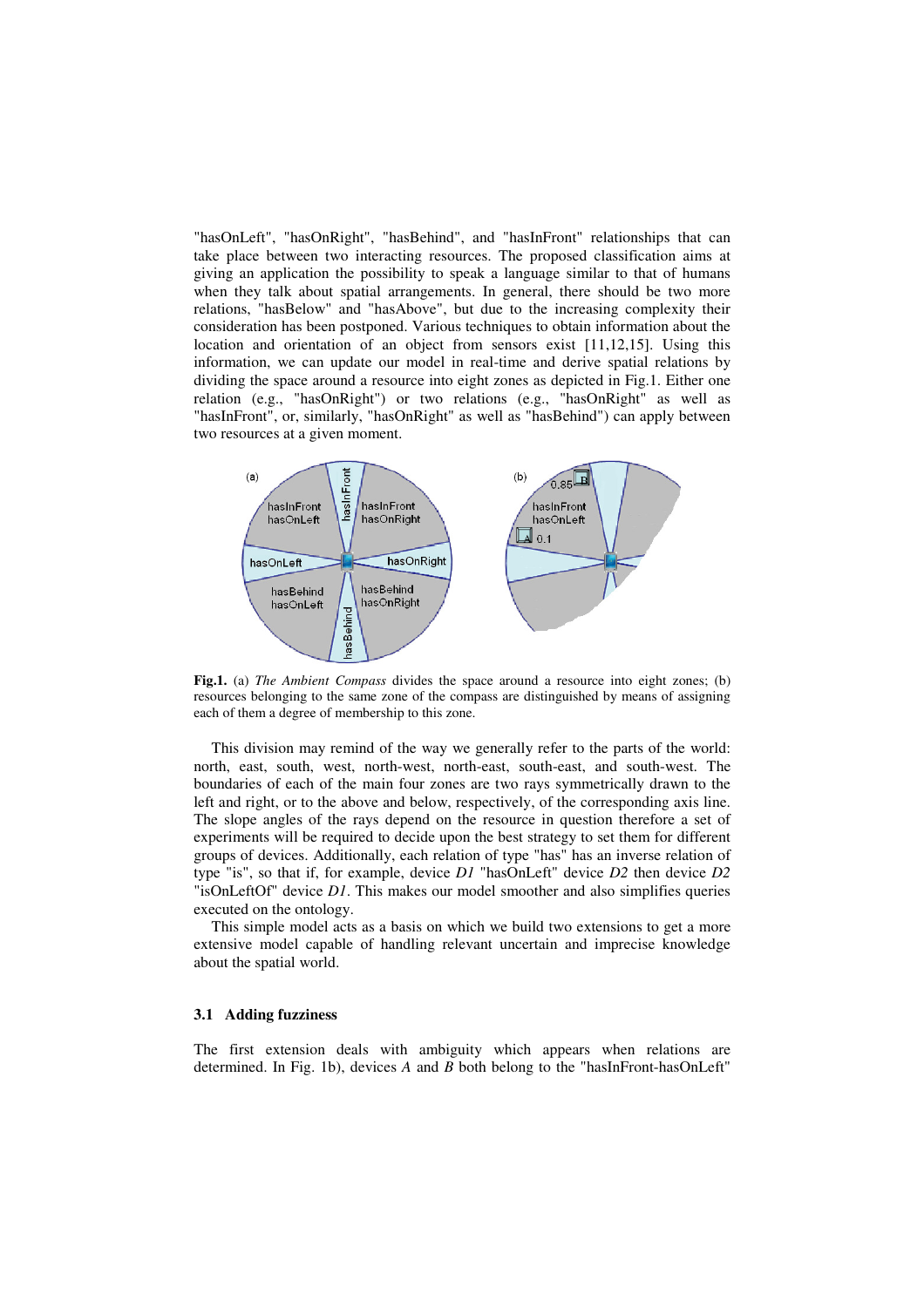"hasOnLeft", "hasOnRight", "hasBehind", and "hasInFront" relationships that can take place between two interacting resources. The proposed classification aims at giving an application the possibility to speak a language similar to that of humans when they talk about spatial arrangements. In general, there should be two more relations, "hasBelow" and "hasAbove", but due to the increasing complexity their consideration has been postponed. Various techniques to obtain information about the location and orientation of an object from sensors exist [11,12,15]. Using this information, we can update our model in real-time and derive spatial relations by dividing the space around a resource into eight zones as depicted in Fig.1. Either one relation (e.g., "hasOnRight") or two relations (e.g., "hasOnRight" as well as "hasInFront", or, similarly, "hasOnRight" as well as "hasBehind") can apply between two resources at a given moment.

**Fig.1.** (a) *The Ambient Compass* divides the space around a resource into eight zones; (b) resources belonging to the same zone of the compass are distinguished by means of assigning each of them a degree of membership to this zone.

This division may remind of the way we generally refer to the parts of the world: north, east, south, west, north-west, north-east, south-east, and south-west. The boundaries of each of the main four zones are two rays symmetrically drawn to the left and right, or to the above and below, respectively, of the corresponding axis line. The slope angles of the rays depend on the resource in question therefore a set of experiments will be required to decide upon the best strategy to set them for different groups of devices. Additionally, each relation of type "has" has an inverse relation of type "is", so that if, for example, device *D1* "hasOnLeft" device *D2* then device *D2* "isOnLeftOf" device *D1*. This makes our model smoother and also simplifies queries executed on the ontology.

This simple model acts as a basis on which we build two extensions to get a more extensive model capable of handling relevant uncertain and imprecise knowledge about the spatial world.

### 3.1 Adding fuzziness

The first extension deals with ambiguity which appears when relations are determined. In Fig. 1b), devices *A* and *B* both belong to the "hasInFront-hasOnLeft"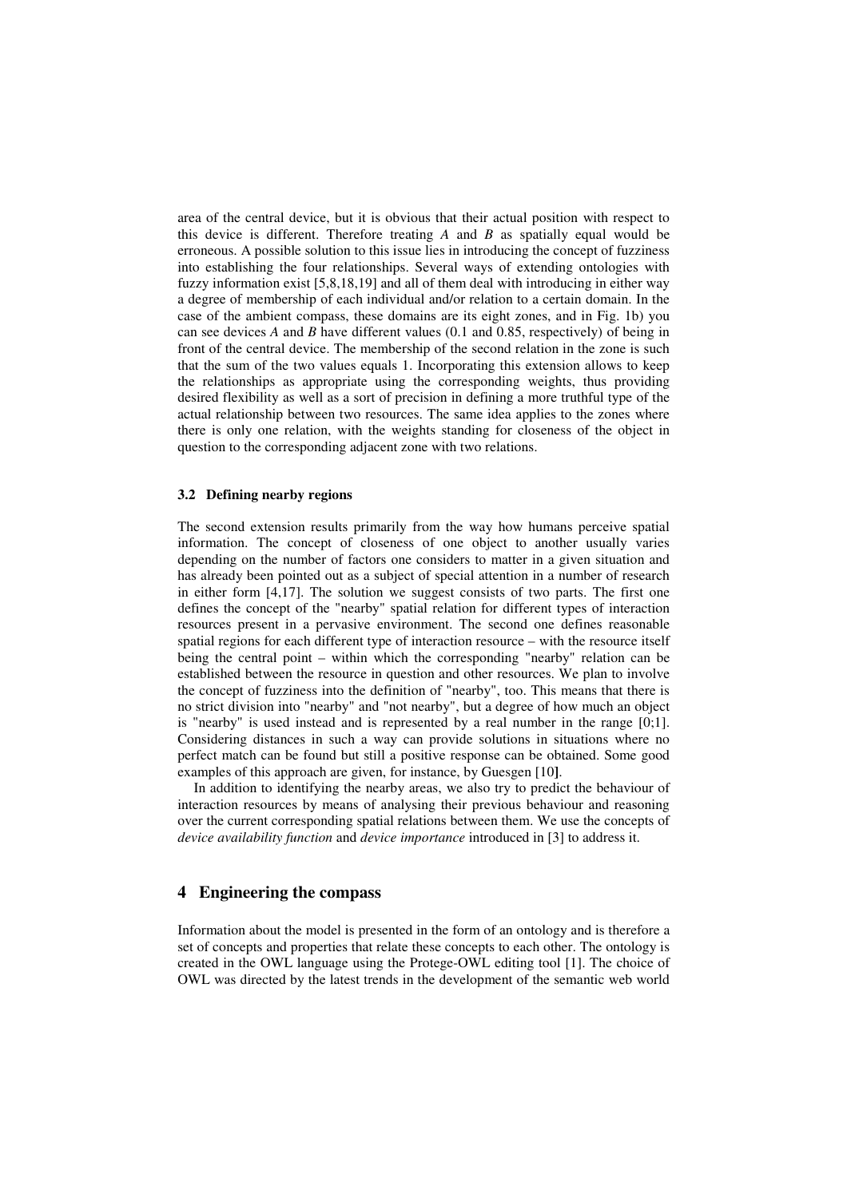area of the central device, but it is obvious that their actual position with respect to this device is different. Therefore treating *A* and *B* as spatially equal would be erroneous. A possible solution to this issue lies in introducing the concept of fuzziness into establishing the four relationships. Several ways of extending ontologies with fuzzy information exist [5,8,18,19] and all of them deal with introducing in either way a degree of membership of each individual and/or relation to a certain domain. In the case of the ambient compass, these domains are its eight zones, and in Fig. 1b) you can see devices *A* and *B* have different values (0.1 and 0.85, respectively) of being in front of the central device. The membership of the second relation in the zone is such that the sum of the two values equals 1. Incorporating this extension allows to keep the relationships as appropriate using the corresponding weights, thus providing desired flexibility as well as a sort of precision in defining a more truthful type of the actual relationship between two resources. The same idea applies to the zones where there is only one relation, with the weights standing for closeness of the object in question to the corresponding adjacent zone with two relations.

### 3.2 Defining nearby regions

The second extension results primarily from the way how humans perceive spatial information. The concept of closeness of one object to another usually varies depending on the number of factors one considers to matter in a given situation and has already been pointed out as a subject of special attention in a number of research in either form [4,17]. The solution we suggest consists of two parts. The first one defines the concept of the "nearby" spatial relation for different types of interaction resources present in a pervasive environment. The second one defines reasonable spatial regions for each different type of interaction resource – with the resource itself being the central point – within which the corresponding "nearby" relation can be established between the resource in question and other resources. We plan to involve the concept of fuzziness into the definition of "nearby", too. This means that there is no strict division into "nearby" and "not nearby", but a degree of how much an object is "nearby" is used instead and is represented by a real number in the range [0;1]. Considering distances in such a way can provide solutions in situations where no perfect match can be found but still a positive response can be obtained. Some good examples of this approach are given, for instance, by Guesgen [10].

In addition to identifying the nearby areas, we also try to predict the behaviour of interaction resources by means of analysing their previous behaviour and reasoning over the current corresponding spatial relations between them. We use the concepts of *device availability function* and *device importance* introduced in [3] to address it.

## 4 Engineering the compass

Information about the model is presented in the form of an ontology and is therefore a set of concepts and properties that relate these concepts to each other. The ontology is created in the OWL language using the Protege-OWL editing tool [1]. The choice of OWL was directed by the latest trends in the development of the semantic web world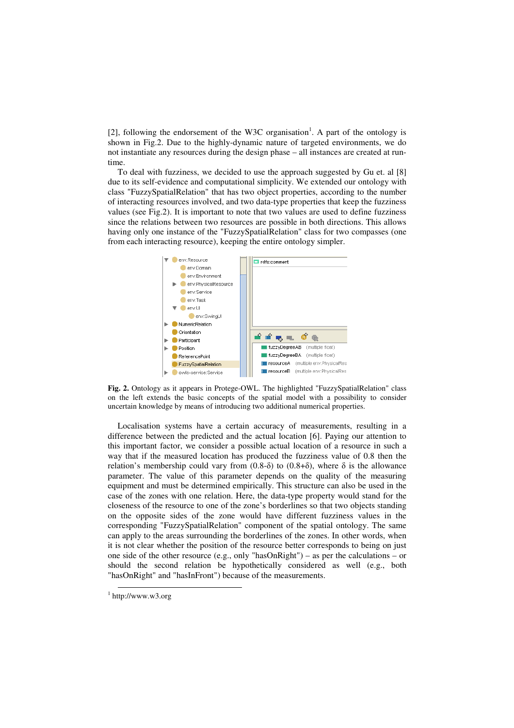[2], following the endorsement of the W3C organisation[1]. A part of the ontology is shown in Fig.2. Due to the highly-dynamic nature of targeted environments, we do not instantiate any resources during the design phase – all instances are created at run-time.

To deal with fuzziness, we decided to use the approach suggested by Gu et. al [8] due to its self-evidence and computational simplicity. We extended our ontology with class "FuzzySpatialRelation" that has two object properties, according to the number of interacting resources involved, and two data-type properties that keep the fuzziness values (see Fig.2). It is important to note that two values are used to define fuzziness since the relations between two resources are possible in both directions. This allows having only one instance of the "FuzzySpatialRelation" class for two compasses (one from each interacting resource), keeping the entire ontology simpler.

**Fig. 2.** Ontology as it appears in Protege-OWL. The highlighted "FuzzySpatialRelation" class on the left extends the basic concepts of the spatial model with a possibility to consider uncertain knowledge by means of introducing two additional numerical properties.

Localisation systems have a certain accuracy of measurements, resulting in a difference between the predicted and the actual location [6]. Paying our attention to this important factor, we consider a possible actual location of a resource in such a way that if the measured location has produced the fuzziness value of 0.8 then the relation's membership could vary from $(0.8-\delta)$ to $(0.8+\delta)$, where $\delta$ is the allowance parameter. The value of this parameter depends on the quality of the measuring equipment and must be determined empirically. This structure can also be used in the case of the zones with one relation. Here, the data-type property would stand for the closeness of the resource to one of the zone's borderlines so that two objects standing on the opposite sides of the zone would have different fuzziness values in the corresponding "FuzzySpatialRelation" component of the spatial ontology. The same can apply to the areas surrounding the borderlines of the zones. In other words, when it is not clear whether the position of the resource better corresponds to being on just one side of the other resource (e.g., only "hasOnRight") – as per the calculations – or should the second relation be hypothetically considered as well (e.g., both "hasOnRight" and "hasInFront") because of the measurements.

[1] http://www.w3.org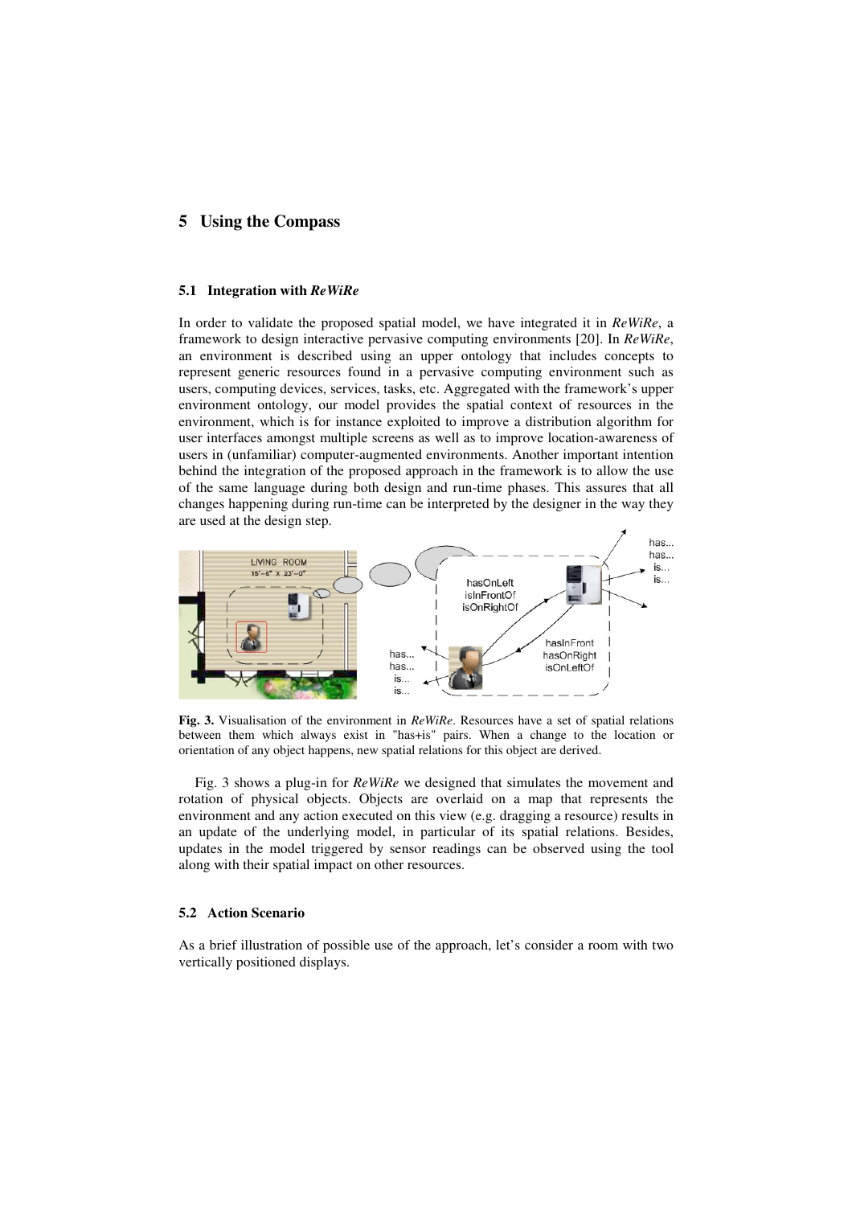# 5 Using the Compass

### 5.1 Integration with *ReWiRe*

In order to validate the proposed spatial model, we have integrated it in *ReWiRe*, a framework to design interactive pervasive computing environments [20]. In *ReWiRe*, an environment is described using an upper ontology that includes concepts to represent generic resources found in a pervasive computing environment such as users, computing devices, services, tasks, etc. Aggregated with the framework's upper environment ontology, our model provides the spatial context of resources in the environment, which is for instance exploited to improve a distribution algorithm for user interfaces amongst multiple screens as well as to improve location-awareness of users in (unfamiliar) computer-augmented environments. Another important intention behind the integration of the proposed approach in the framework is to allow the use of the same language during both design and run-time phases. This assures that all changes happening during run-time can be interpreted by the designer in the way they are used at the design step.

LIVING ROOM
15'-6" X 23'-0"

hasOnLeft
isInFrontOf
isOnRightOf

has...
has...
is...
is...

hasInFront
hasOnRight
isOnLeftOf

has...
has...
is...
is...

**Fig. 3.** Visualisation of the environment in *ReWiRe*. Resources have a set of spatial relations between them which always exist in "has+is" pairs. When a change to the location or orientation of any object happens, new spatial relations for this object are derived.

Fig. 3 shows a plug-in for *ReWiRe* we designed that simulates the movement and rotation of physical objects. Objects are overlaid on a map that represents the environment and any action executed on this view (e.g. dragging a resource) results in an update of the underlying model, in particular of its spatial relations. Besides, updates in the model triggered by sensor readings can be observed using the tool along with their spatial impact on other resources.

### 5.2 Action Scenario

As a brief illustration of possible use of the approach, let's consider a room with two vertically positioned displays.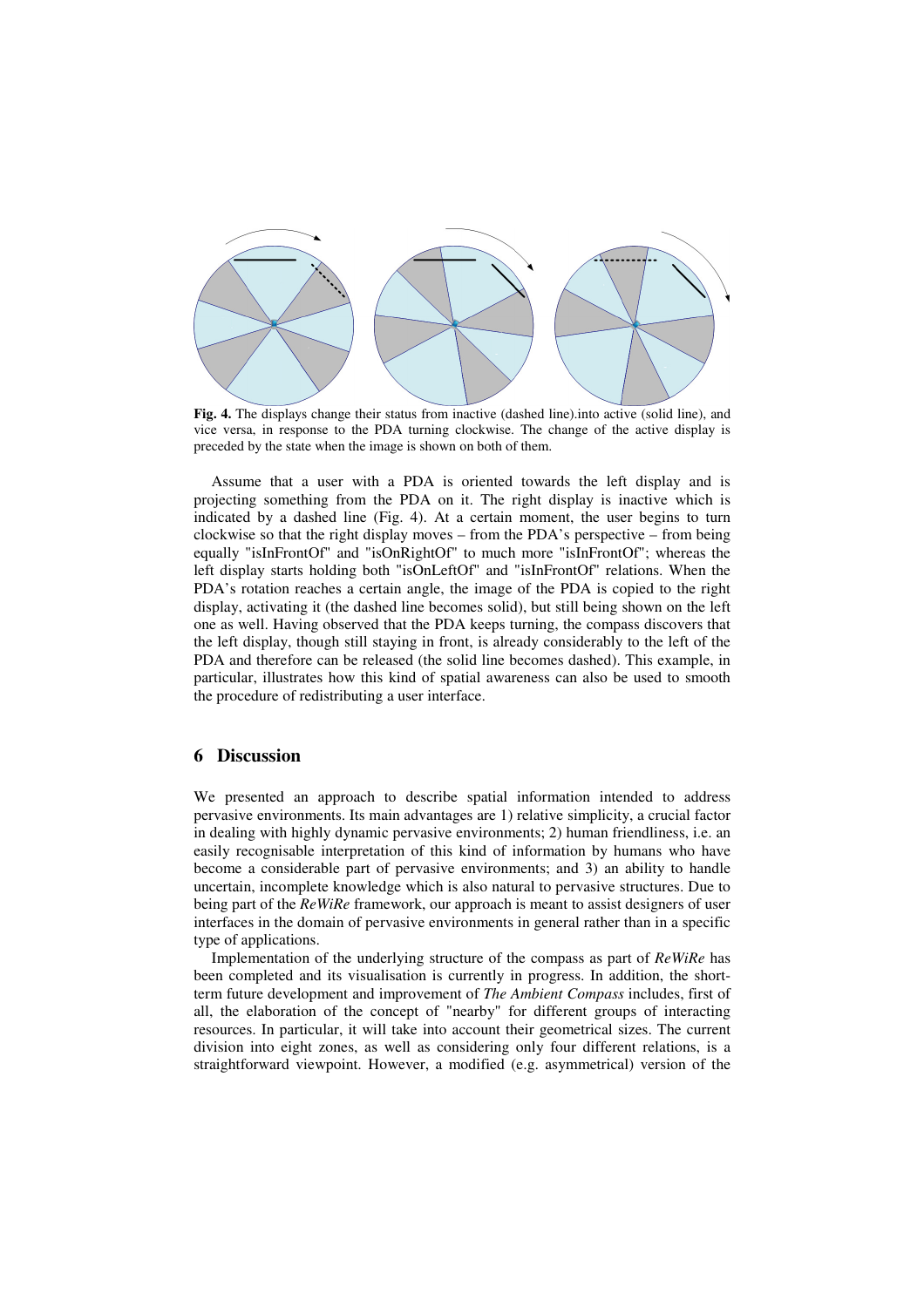**Fig. 4.** The displays change their status from inactive (dashed line).into active (solid line), and vice versa, in response to the PDA turning clockwise. The change of the active display is preceded by the state when the image is shown on both of them.

Assume that a user with a PDA is oriented towards the left display and is projecting something from the PDA on it. The right display is inactive which is indicated by a dashed line (Fig. 4). At a certain moment, the user begins to turn clockwise so that the right display moves – from the PDA's perspective – from being equally "isInFrontOf" and "isOnRightOf" to much more "isInFrontOf"; whereas the left display starts holding both "isOnLeftOf" and "isInFrontOf" relations. When the PDA's rotation reaches a certain angle, the image of the PDA is copied to the right display, activating it (the dashed line becomes solid), but still being shown on the left one as well. Having observed that the PDA keeps turning, the compass discovers that the left display, though still staying in front, is already considerably to the left of the PDA and therefore can be released (the solid line becomes dashed). This example, in particular, illustrates how this kind of spatial awareness can also be used to smooth the procedure of redistributing a user interface.

## 6 Discussion

We presented an approach to describe spatial information intended to address pervasive environments. Its main advantages are 1) relative simplicity, a crucial factor in dealing with highly dynamic pervasive environments; 2) human friendliness, i.e. an easily recognisable interpretation of this kind of information by humans who have become a considerable part of pervasive environments; and 3) an ability to handle uncertain, incomplete knowledge which is also natural to pervasive structures. Due to being part of the *ReWiRe* framework, our approach is meant to assist designers of user interfaces in the domain of pervasive environments in general rather than in a specific type of applications.

Implementation of the underlying structure of the compass as part of *ReWiRe* has been completed and its visualisation is currently in progress. In addition, the short-term future development and improvement of *The Ambient Compass* includes, first of all, the elaboration of the concept of "nearby" for different groups of interacting resources. In particular, it will take into account their geometrical sizes. The current division into eight zones, as well as considering only four different relations, is a straightforward viewpoint. However, a modified (e.g. asymmetrical) version of the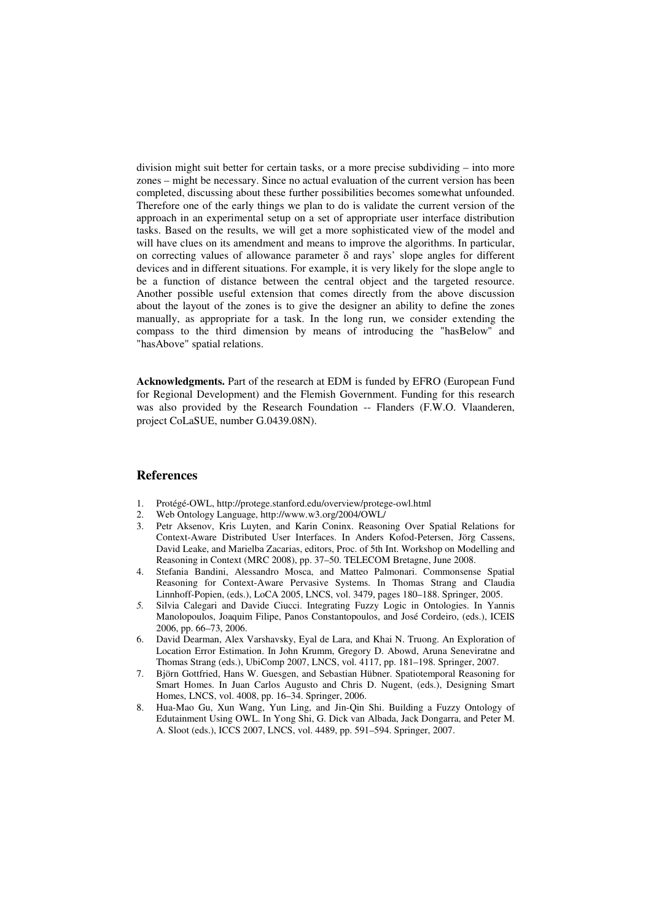division might suit better for certain tasks, or a more precise subdividing – into more zones – might be necessary. Since no actual evaluation of the current version has been completed, discussing about these further possibilities becomes somewhat unfounded. Therefore one of the early things we plan to do is validate the current version of the approach in an experimental setup on a set of appropriate user interface distribution tasks. Based on the results, we will get a more sophisticated view of the model and will have clues on its amendment and means to improve the algorithms. In particular, on correcting values of allowance parameter $\delta$ and rays' slope angles for different devices and in different situations. For example, it is very likely for the slope angle to be a function of distance between the central object and the targeted resource. Another possible useful extension that comes directly from the above discussion about the layout of the zones is to give the designer an ability to define the zones manually, as appropriate for a task. In the long run, we consider extending the compass to the third dimension by means of introducing the "hasBelow" and "hasAbove" spatial relations.

**Acknowledgments.** Part of the research at EDM is funded by EFRO (European Fund for Regional Development) and the Flemish Government. Funding for this research was also provided by the Research Foundation -- Flanders (F.W.O. Vlaanderen, project CoLaSUE, number G.0439.08N).

## References

1. Protégé-OWL, http://protege.stanford.edu/overview/protege-owl.html
2. Web Ontology Language, http://www.w3.org/2004/OWL/
3. Petr Aksenov, Kris Luyten, and Karin Coninx. Reasoning Over Spatial Relations for Context-Aware Distributed User Interfaces. In Anders Kofod-Petersen, Jörg Cassens, David Leake, and Marielba Zacarias, editors, Proc. of 5th Int. Workshop on Modelling and Reasoning in Context (MRC 2008), pp. 37–50. TELECOM Bretagne, June 2008.
4. Stefania Bandini, Alessandro Mosca, and Matteo Palmonari. Commonsense Spatial Reasoning for Context-Aware Pervasive Systems. In Thomas Strang and Claudia Linnhoff-Popien, (eds.), LoCA 2005, LNCS, vol. 3479, pages 180–188. Springer, 2005.
5. Silvia Calegari and Davide Ciucci. Integrating Fuzzy Logic in Ontologies. In Yannis Manolopoulos, Joaquim Filipe, Panos Constantopoulos, and José Cordeiro, (eds.), ICEIS 2006, pp. 66–73, 2006.
6. David Dearman, Alex Varshavsky, Eyal de Lara, and Khai N. Truong. An Exploration of Location Error Estimation. In John Krumm, Gregory D. Abowd, Aruna Seneviratne and Thomas Strang (eds.), UbiComp 2007, LNCS, vol. 4117, pp. 181–198. Springer, 2007.
7. Björn Gottfried, Hans W. Guesgen, and Sebastian Hübner. Spatiotemporal Reasoning for Smart Homes. In Juan Carlos Augusto and Chris D. Nugent, (eds.), Designing Smart Homes, LNCS, vol. 4008, pp. 16–34. Springer, 2006.
8. Hua-Mao Gu, Xun Wang, Yun Ling, and Jin-Qin Shi. Building a Fuzzy Ontology of Edutainment Using OWL. In Yong Shi, G. Dick van Albada, Jack Dongarra, and Peter M. A. Sloot (eds.), ICCS 2007, LNCS, vol. 4489, pp. 591–594. Springer, 2007.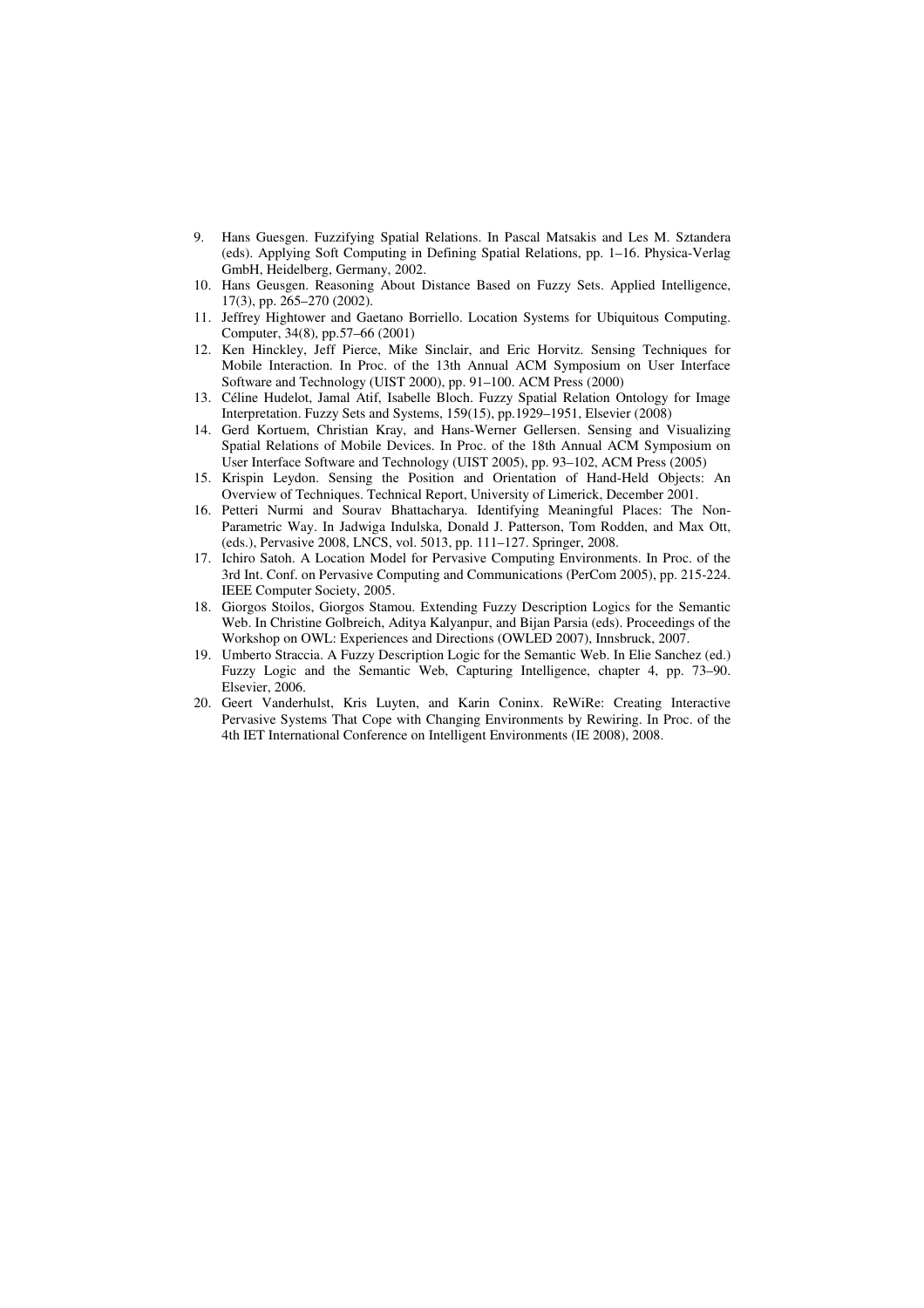9. Hans Guesgen. Fuzzifying Spatial Relations. In Pascal Matsakis and Les M. Sztandera (eds). Applying Soft Computing in Defining Spatial Relations, pp. 1–16. Physica-Verlag GmbH, Heidelberg, Germany, 2002.
10. Hans Geusgen. Reasoning About Distance Based on Fuzzy Sets. Applied Intelligence, 17(3), pp. 265–270 (2002).
11. Jeffrey Hightower and Gaetano Borriello. Location Systems for Ubiquitous Computing. Computer, 34(8), pp.57–66 (2001)
12. Ken Hinckley, Jeff Pierce, Mike Sinclair, and Eric Horvitz. Sensing Techniques for Mobile Interaction. In Proc. of the 13th Annual ACM Symposium on User Interface Software and Technology (UIST 2000), pp. 91–100. ACM Press (2000)
13. Céline Hudelot, Jamal Atif, Isabelle Bloch. Fuzzy Spatial Relation Ontology for Image Interpretation. Fuzzy Sets and Systems, 159(15), pp.1929–1951, Elsevier (2008)
14. Gerd Kortuem, Christian Kray, and Hans-Werner Gellersen. Sensing and Visualizing Spatial Relations of Mobile Devices. In Proc. of the 18th Annual ACM Symposium on User Interface Software and Technology (UIST 2005), pp. 93–102, ACM Press (2005)
15. Krispin Leydon. Sensing the Position and Orientation of Hand-Held Objects: An Overview of Techniques. Technical Report, University of Limerick, December 2001.
16. Petteri Nurmi and Sourav Bhattacharya. Identifying Meaningful Places: The Non-Parametric Way. In Jadwiga Indulska, Donald J. Patterson, Tom Rodden, and Max Ott, (eds.), Pervasive 2008, LNCS, vol. 5013, pp. 111–127. Springer, 2008.
17. Ichiro Satoh. A Location Model for Pervasive Computing Environments. In Proc. of the 3rd Int. Conf. on Pervasive Computing and Communications (PerCom 2005), pp. 215-224. IEEE Computer Society, 2005.
18. Giorgos Stoilos, Giorgos Stamou. Extending Fuzzy Description Logics for the Semantic Web. In Christine Golbreich, Aditya Kalyanpur, and Bijan Parsia (eds). Proceedings of the Workshop on OWL: Experiences and Directions (OWLED 2007), Innsbruck, 2007.
19. Umberto Straccia. A Fuzzy Description Logic for the Semantic Web. In Elie Sanchez (ed.) Fuzzy Logic and the Semantic Web, Capturing Intelligence, chapter 4, pp. 73–90. Elsevier, 2006.
20. Geert Vanderhulst, Kris Luyten, and Karin Coninx. ReWiRe: Creating Interactive Pervasive Systems That Cope with Changing Environments by Rewiring. In Proc. of the 4th IET International Conference on Intelligent Environments (IE 2008), 2008.